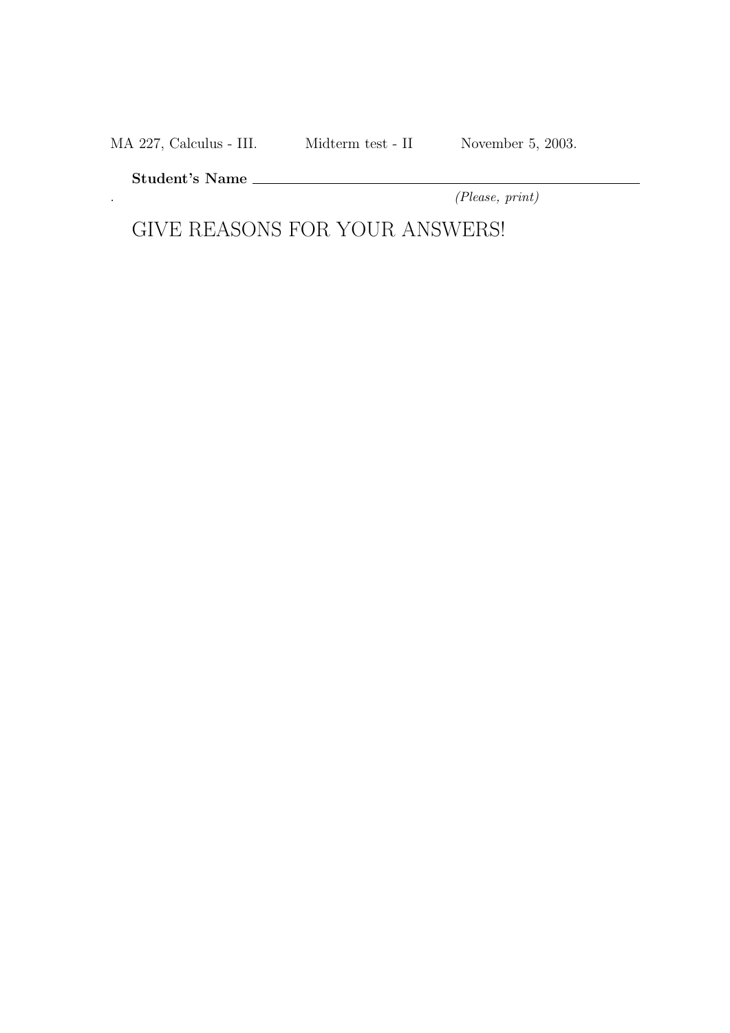MA 227, Calculus - III. Midterm test - II November 5, 2003.

**Student's Name** \_\_\_\_\_\_\_\_\_\_\_\_\_\_\_\_\_\_\_\_\_\_\_\_\_\_\_\_\_\_\_\_\_\_\_\_\_\_\_\_

*(Please, print)*

GIVE REASONS FOR YOUR ANSWERS!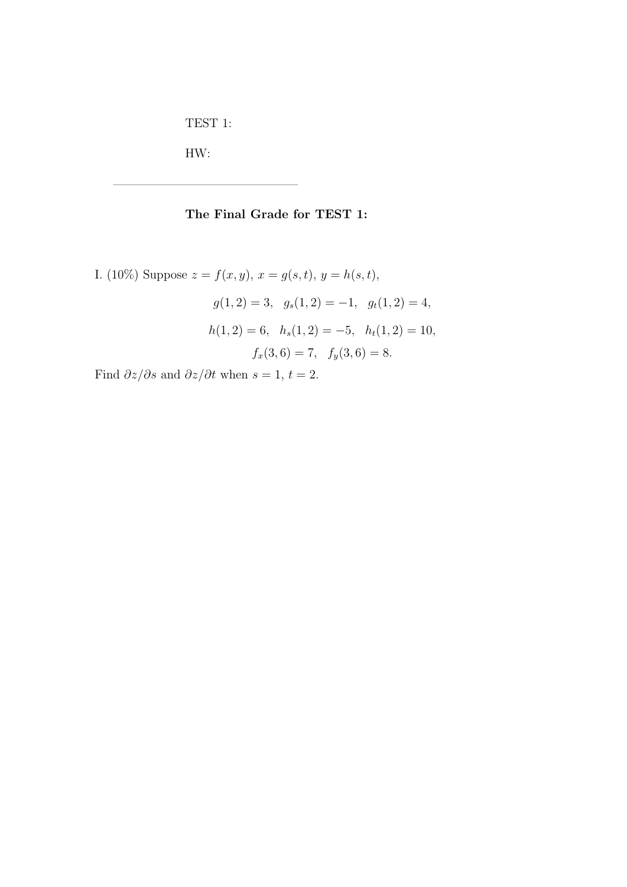TEST 1:

HW:

---

**The Final Grade for TEST 1:**

I. (10%) Suppose $z = f(x, y)$, $x = g(s, t)$, $y = h(s, t)$,

$$g(1, 2) = 3, \quad g_s(1, 2) = -1, \quad g_t(1, 2) = 4,$$

$$h(1, 2) = 6, \quad h_s(1, 2) = -5, \quad h_t(1, 2) = 10,$$

$$f_x(3, 6) = 7, \quad f_y(3, 6) = 8.$$

Find $\partial z/\partial s$ and $\partial z/\partial t$ when $s = 1$, $t = 2$.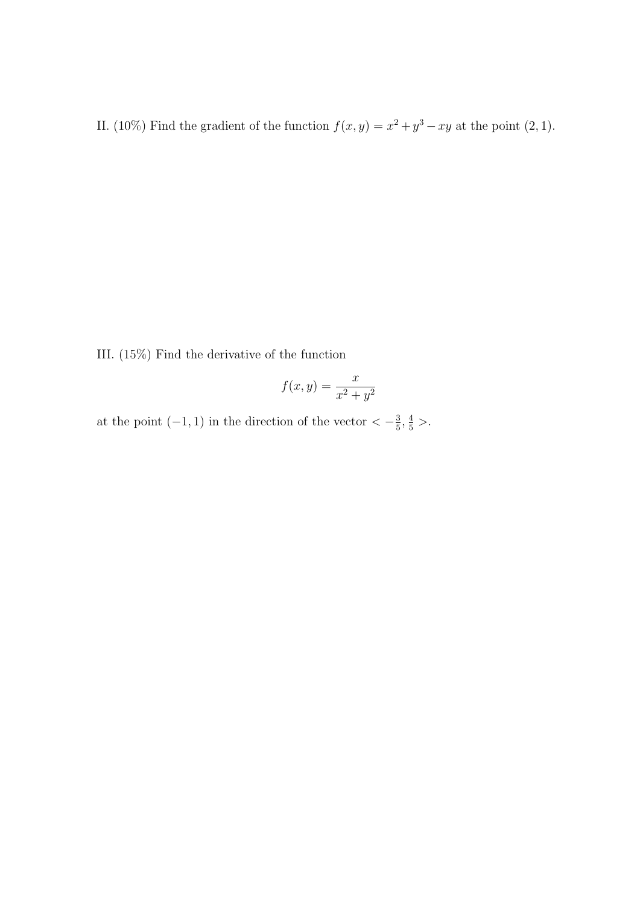II. (10%) Find the gradient of the function $f(x, y) = x^2 + y^3 - xy$ at the point $(2, 1)$.

III. (15%) Find the derivative of the function

$$f(x, y) = \frac{x}{x^2 + y^2}$$

at the point $(-1, 1)$ in the direction of the vector $< -\frac{3}{5}, \frac{4}{5} >$.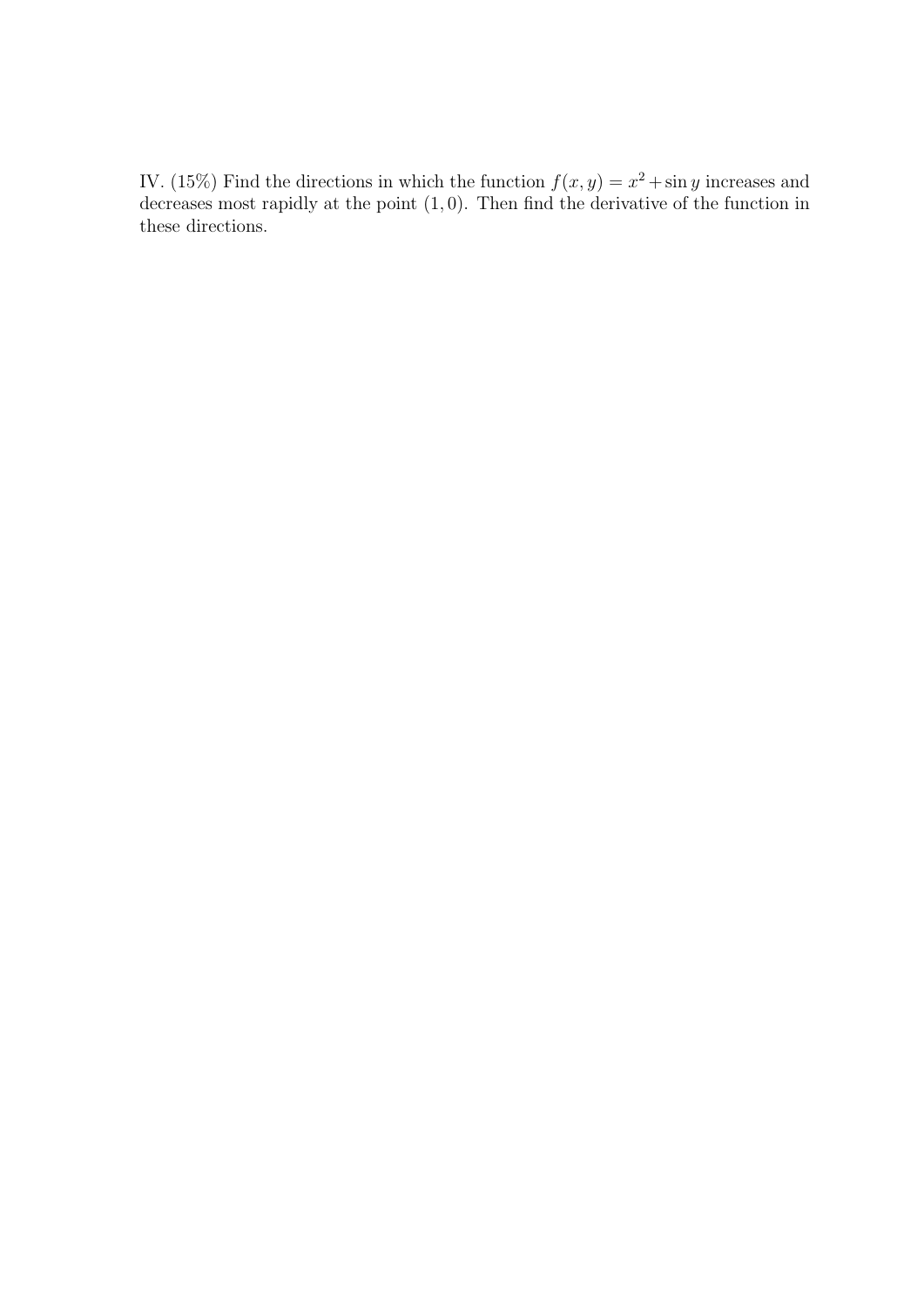IV. (15%) Find the directions in which the function $f(x, y) = x^2 + \sin y$ increases and decreases most rapidly at the point $(1, 0)$. Then find the derivative of the function in these directions.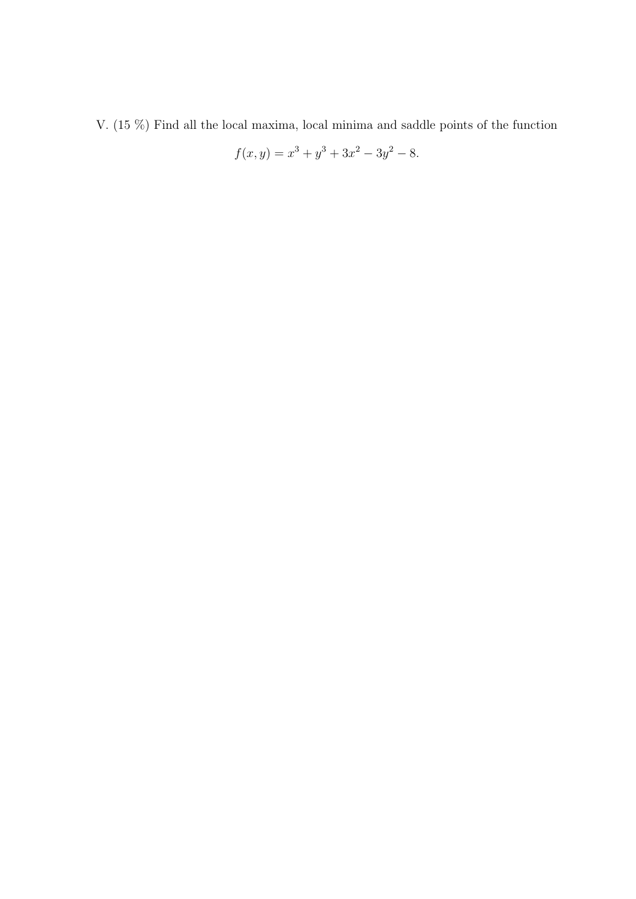V. (15 %) Find all the local maxima, local minima and saddle points of the function

$$f(x, y) = x^3 + y^3 + 3x^2 - 3y^2 - 8.$$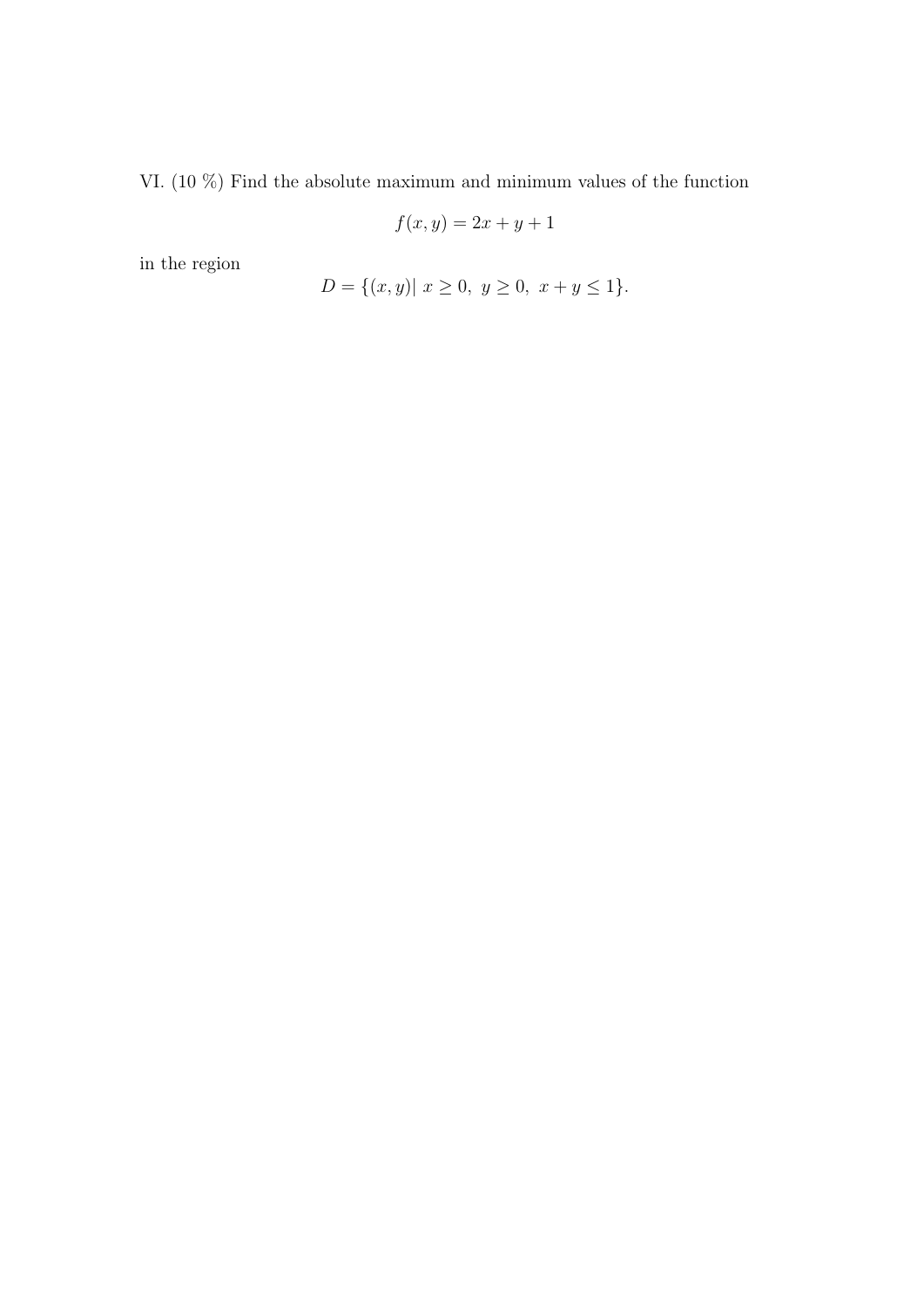VI. (10 %) Find the absolute maximum and minimum values of the function

$$f(x, y) = 2x + y + 1$$

in the region

$$D = \{(x, y)|\ x \geq 0,\ y \geq 0,\ x + y \leq 1\}.$$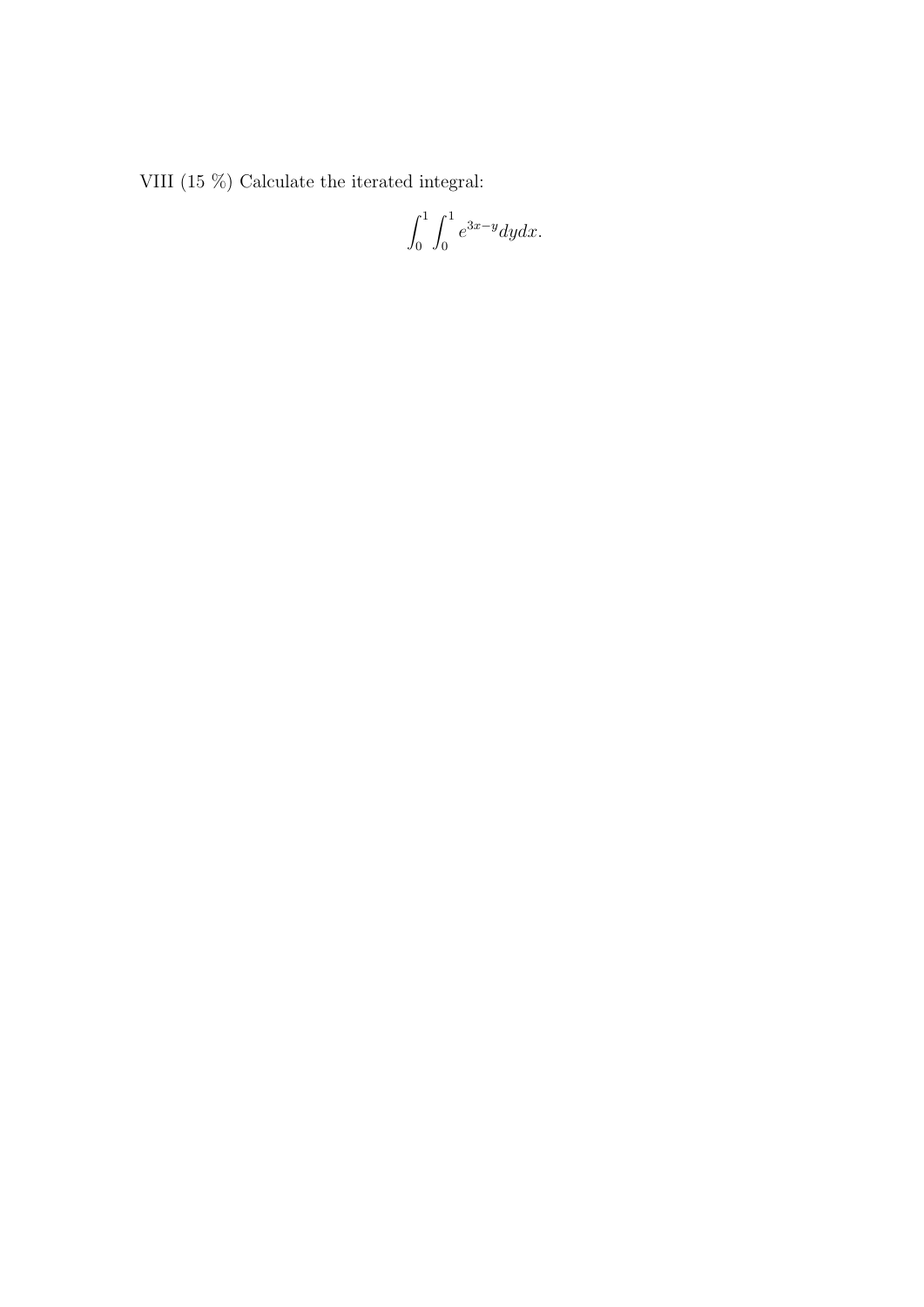VIII (15 %) Calculate the iterated integral:

$$\int_0^1 \int_0^1 e^{3x-y} dy dx.$$